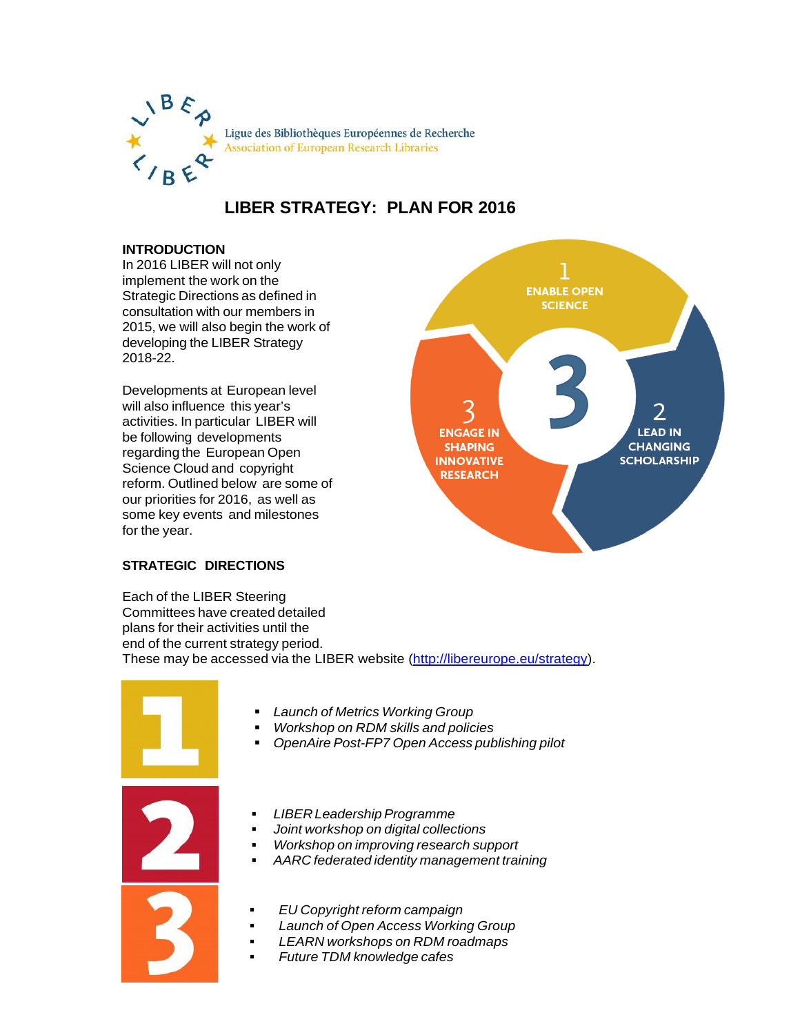Ligue des Bibliothèques Européennes de Recherche
Association of European Research Libraries

# LIBER STRATEGY: PLAN FOR 2016

## INTRODUCTION

In 2016 LIBER will not only implement the work on the Strategic Directions as defined in consultation with our members in 2015, we will also begin the work of developing the LIBER Strategy 2018-22.

Developments at European level will also influence this year's activities. In particular LIBER will be following developments regarding the European Open Science Cloud and copyright reform. Outlined below are some of our priorities for 2016, as well as some key events and milestones for the year.

1 ENABLE OPEN SCIENCE

2 LEAD IN CHANGING SCHOLARSHIP

3 ENGAGE IN SHAPING INNOVATIVE RESEARCH

## STRATEGIC DIRECTIONS

Each of the LIBER Steering Committees have created detailed plans for their activities until the end of the current strategy period. These may be accessed via the LIBER website (http://libereurope.eu/strategy).

**1**

- *Launch of Metrics Working Group*
- *Workshop on RDM skills and policies*
- *OpenAire Post-FP7 Open Access publishing pilot*

**2**

- *LIBER Leadership Programme*
- *Joint workshop on digital collections*
- *Workshop on improving research support*
- *AARC federated identity management training*

**3**

- *EU Copyright reform campaign*
- *Launch of Open Access Working Group*
- *LEARN workshops on RDM roadmaps*
- *Future TDM knowledge cafes*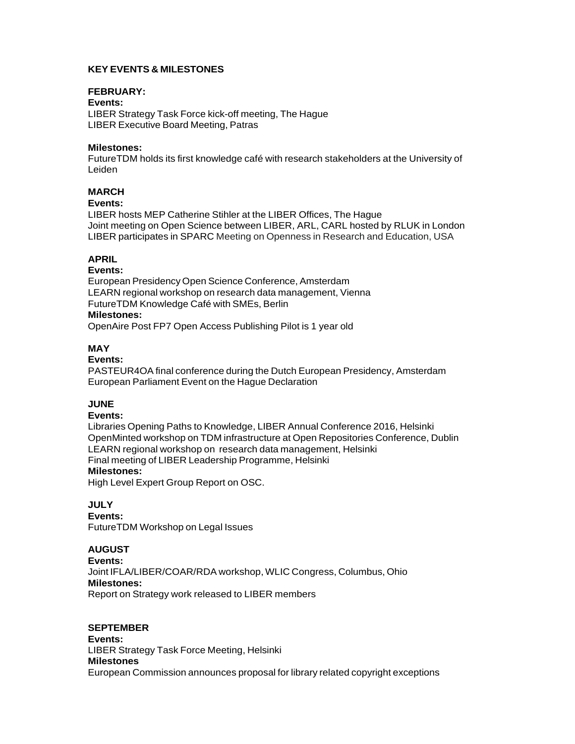## KEY EVENTS & MILESTONES

### FEBRUARY:

**Events:**

LIBER Strategy Task Force kick-off meeting, The Hague
LIBER Executive Board Meeting, Patras

**Milestones:**

FutureTDM holds its first knowledge café with research stakeholders at the University of Leiden

### MARCH

**Events:**

LIBER hosts MEP Catherine Stihler at the LIBER Offices, The Hague
Joint meeting on Open Science between LIBER, ARL, CARL hosted by RLUK in London
LIBER participates in SPARC Meeting on Openness in Research and Education, USA

### APRIL

**Events:**

European Presidency Open Science Conference, Amsterdam
LEARN regional workshop on research data management, Vienna
FutureTDM Knowledge Café with SMEs, Berlin

**Milestones:**

OpenAire Post FP7 Open Access Publishing Pilot is 1 year old

### MAY

**Events:**

PASTEUR4OA final conference during the Dutch European Presidency, Amsterdam
European Parliament Event on the Hague Declaration

### JUNE

**Events:**

Libraries Opening Paths to Knowledge, LIBER Annual Conference 2016, Helsinki
OpenMinted workshop on TDM infrastructure at Open Repositories Conference, Dublin
LEARN regional workshop on research data management, Helsinki
Final meeting of LIBER Leadership Programme, Helsinki

**Milestones:**

High Level Expert Group Report on OSC.

### JULY

**Events:**

FutureTDM Workshop on Legal Issues

### AUGUST

**Events:**

Joint IFLA/LIBER/COAR/RDA workshop, WLIC Congress, Columbus, Ohio

**Milestones:**

Report on Strategy work released to LIBER members

### SEPTEMBER

**Events:**

LIBER Strategy Task Force Meeting, Helsinki

**Milestones**

European Commission announces proposal for library related copyright exceptions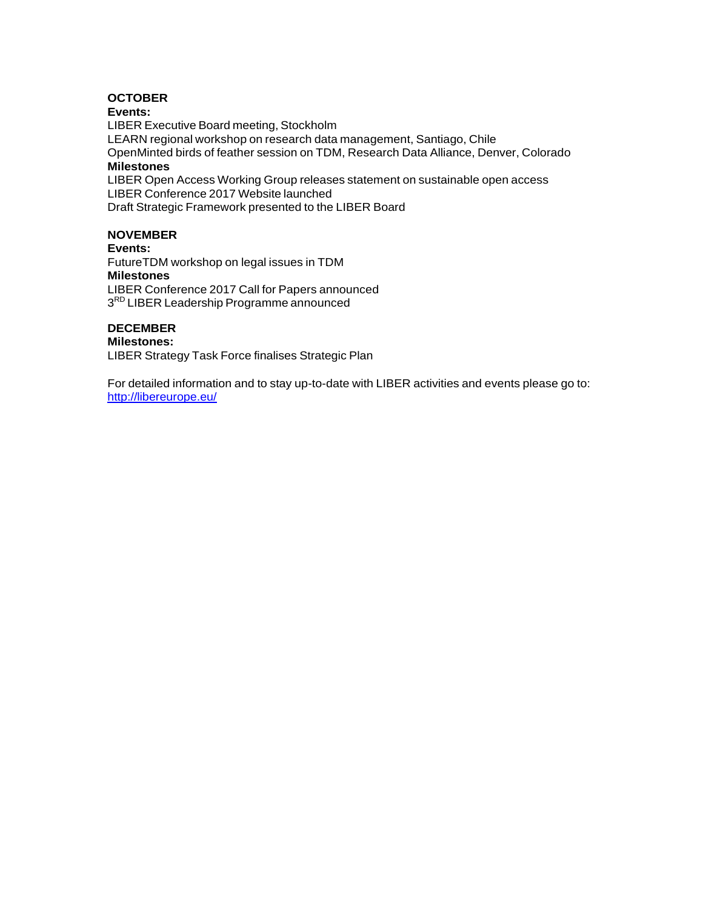**OCTOBER**

**Events:**

LIBER Executive Board meeting, Stockholm
LEARN regional workshop on research data management, Santiago, Chile
OpenMinted birds of feather session on TDM, Research Data Alliance, Denver, Colorado

**Milestones**

LIBER Open Access Working Group releases statement on sustainable open access
LIBER Conference 2017 Website launched
Draft Strategic Framework presented to the LIBER Board

**NOVEMBER**

**Events:**

FutureTDM workshop on legal issues in TDM

**Milestones**

LIBER Conference 2017 Call for Papers announced
3RD LIBER Leadership Programme announced

**DECEMBER**

**Milestones:**

LIBER Strategy Task Force finalises Strategic Plan

For detailed information and to stay up-to-date with LIBER activities and events please go to: [http://libereurope.eu/](http://libereurope.eu/)